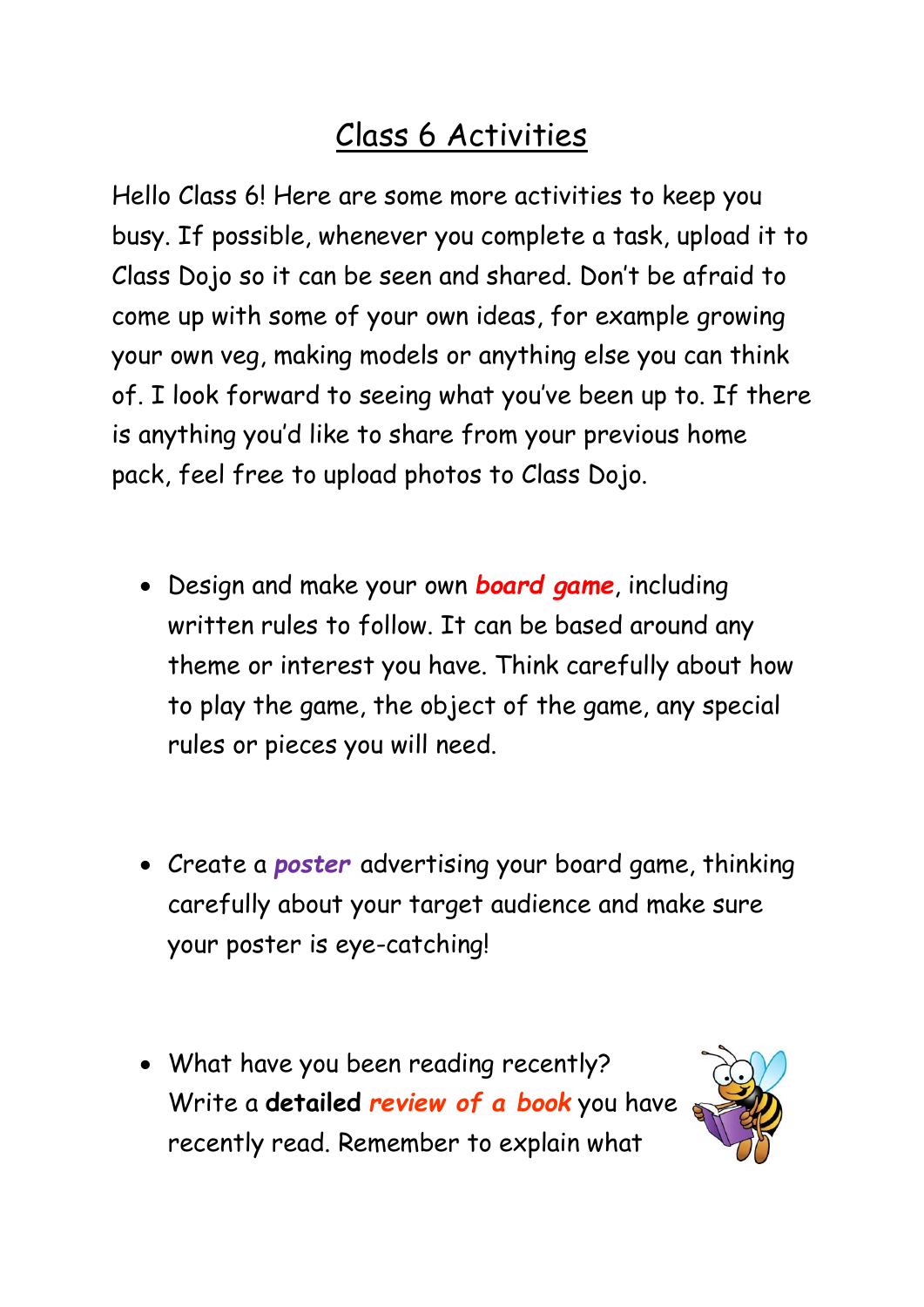# Class 6 Activities

Hello Class 6! Here are some more activities to keep you busy. If possible, whenever you complete a task, upload it to Class Dojo so it can be seen and shared. Don't be afraid to come up with some of your own ideas, for example growing your own veg, making models or anything else you can think of. I look forward to seeing what you've been up to. If there is anything you'd like to share from your previous home pack, feel free to upload photos to Class Dojo.

- Design and make your own ***board game***, including written rules to follow. It can be based around any theme or interest you have. Think carefully about how to play the game, the object of the game, any special rules or pieces you will need.

- Create a ***poster*** advertising your board game, thinking carefully about your target audience and make sure your poster is eye-catching!

- What have you been reading recently? Write a **detailed** *review of a book* you have recently read. Remember to explain what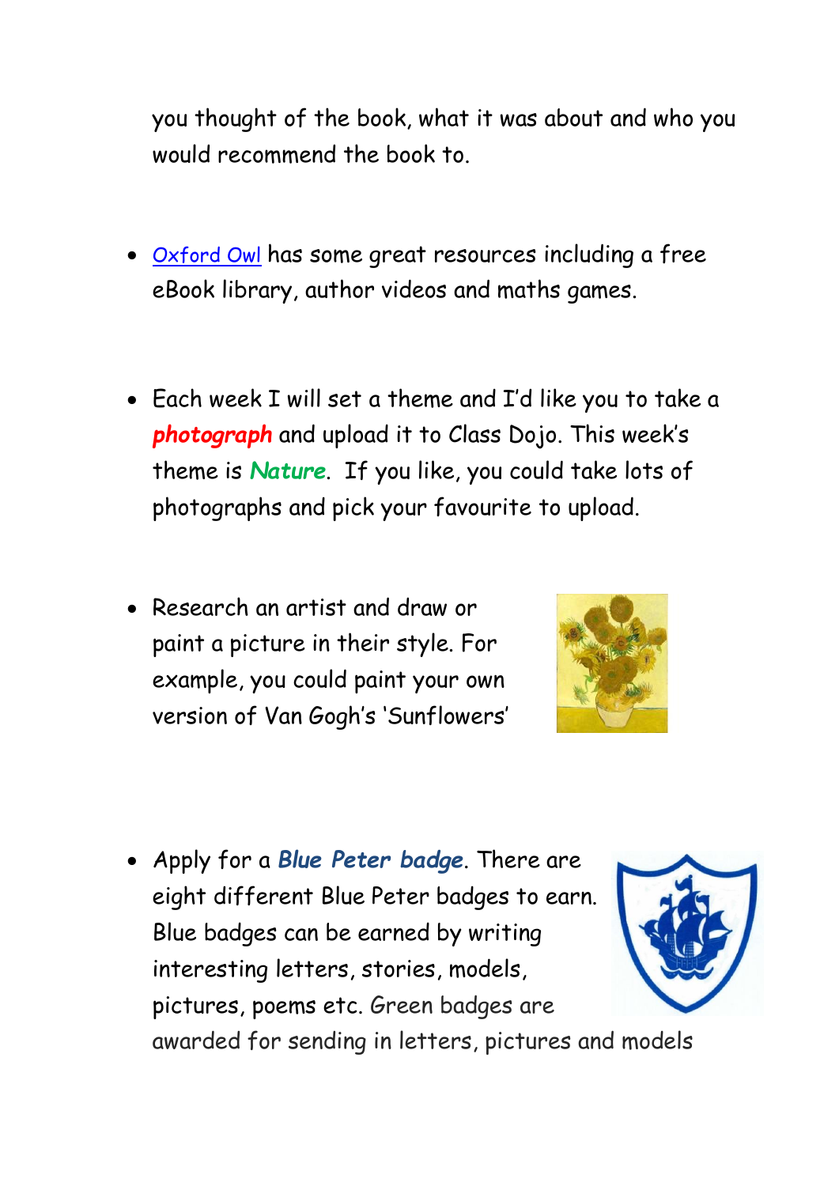you thought of the book, what it was about and who you would recommend the book to.

- Oxford Owl has some great resources including a free eBook library, author videos and maths games.

- Each week I will set a theme and I'd like you to take a ***photograph*** and upload it to Class Dojo. This week's theme is ***Nature***. If you like, you could take lots of photographs and pick your favourite to upload.

- Research an artist and draw or paint a picture in their style. For example, you could paint your own version of Van Gogh's 'Sunflowers'

- Apply for a ***Blue Peter badge***. There are eight different Blue Peter badges to earn. Blue badges can be earned by writing interesting letters, stories, models, pictures, poems etc. Green badges are awarded for sending in letters, pictures and models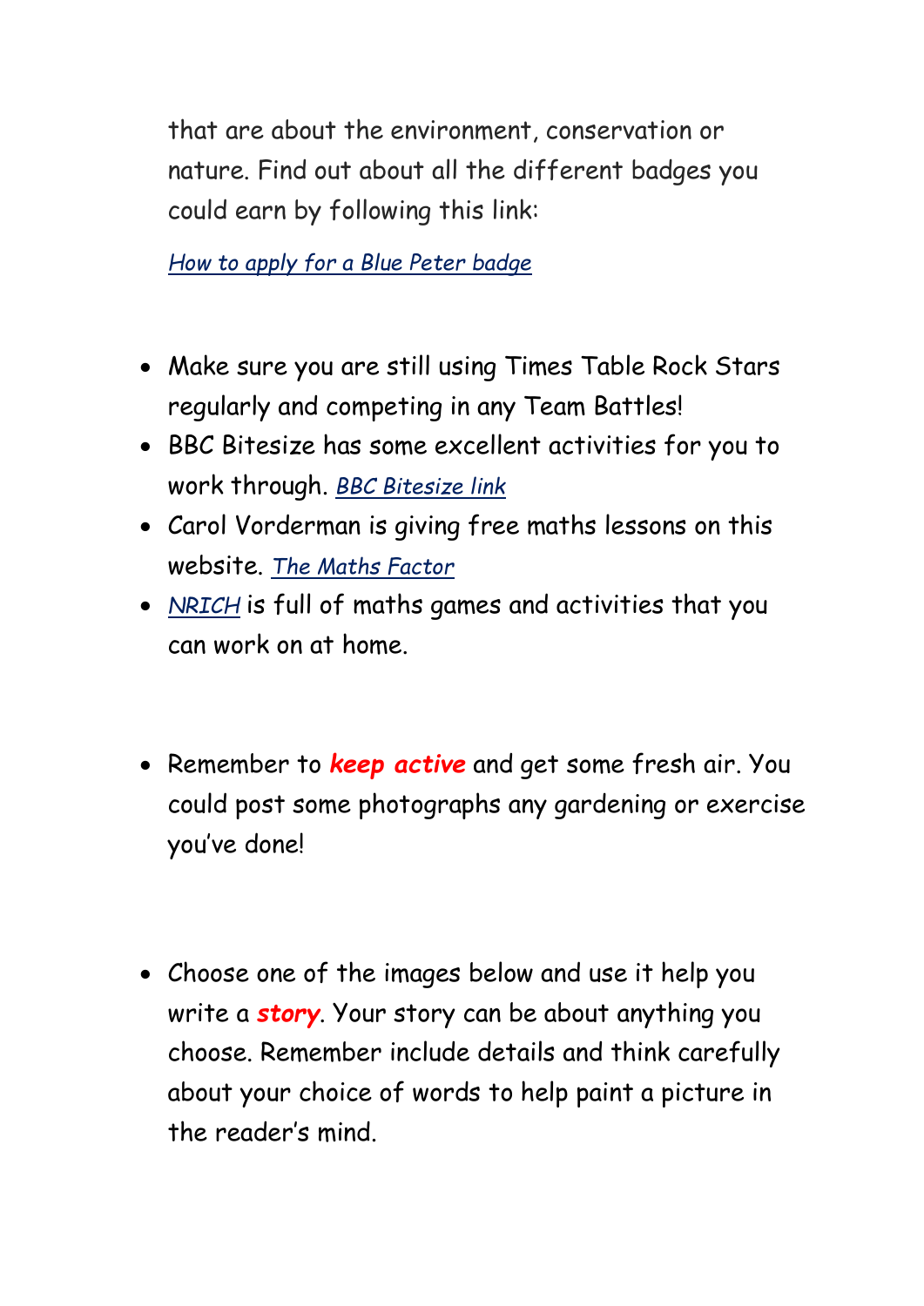that are about the environment, conservation or nature. Find out about all the different badges you could earn by following this link:

*How to apply for a Blue Peter badge*

- Make sure you are still using Times Table Rock Stars regularly and competing in any Team Battles!
- BBC Bitesize has some excellent activities for you to work through. *BBC Bitesize link*
- Carol Vorderman is giving free maths lessons on this website. *The Maths Factor*
- *NRICH* is full of maths games and activities that you can work on at home.

- Remember to ***keep active*** and get some fresh air. You could post some photographs any gardening or exercise you've done!

- Choose one of the images below and use it help you write a ***story***. Your story can be about anything you choose. Remember include details and think carefully about your choice of words to help paint a picture in the reader's mind.